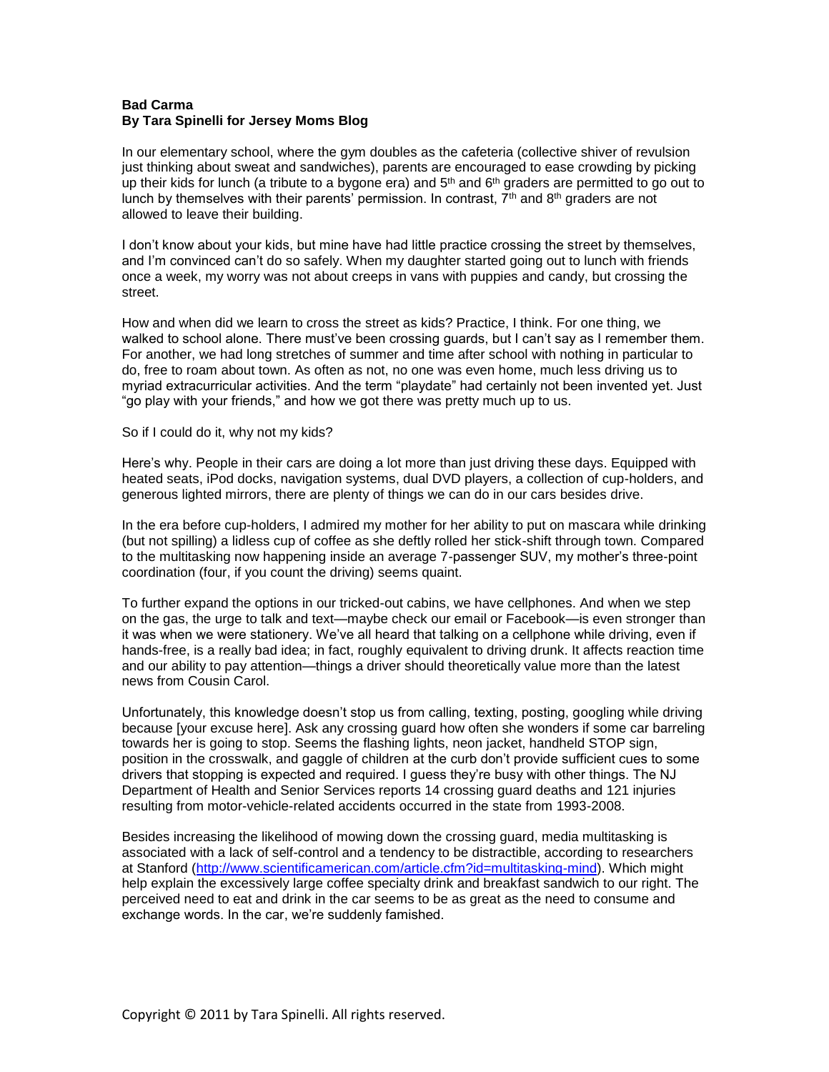**Bad Carma**
**By Tara Spinelli for Jersey Moms Blog**

In our elementary school, where the gym doubles as the cafeteria (collective shiver of revulsion just thinking about sweat and sandwiches), parents are encouraged to ease crowding by picking up their kids for lunch (a tribute to a bygone era) and 5th and 6th graders are permitted to go out to lunch by themselves with their parents' permission. In contrast, 7th and 8th graders are not allowed to leave their building.

I don't know about your kids, but mine have had little practice crossing the street by themselves, and I'm convinced can't do so safely. When my daughter started going out to lunch with friends once a week, my worry was not about creeps in vans with puppies and candy, but crossing the street.

How and when did we learn to cross the street as kids? Practice, I think. For one thing, we walked to school alone. There must've been crossing guards, but I can't say as I remember them. For another, we had long stretches of summer and time after school with nothing in particular to do, free to roam about town. As often as not, no one was even home, much less driving us to myriad extracurricular activities. And the term "playdate" had certainly not been invented yet. Just "go play with your friends," and how we got there was pretty much up to us.

So if I could do it, why not my kids?

Here's why. People in their cars are doing a lot more than just driving these days. Equipped with heated seats, iPod docks, navigation systems, dual DVD players, a collection of cup-holders, and generous lighted mirrors, there are plenty of things we can do in our cars besides drive.

In the era before cup-holders, I admired my mother for her ability to put on mascara while drinking (but not spilling) a lidless cup of coffee as she deftly rolled her stick-shift through town. Compared to the multitasking now happening inside an average 7-passenger SUV, my mother's three-point coordination (four, if you count the driving) seems quaint.

To further expand the options in our tricked-out cabins, we have cellphones. And when we step on the gas, the urge to talk and text—maybe check our email or Facebook—is even stronger than it was when we were stationery. We've all heard that talking on a cellphone while driving, even if hands-free, is a really bad idea; in fact, roughly equivalent to driving drunk. It affects reaction time and our ability to pay attention—things a driver should theoretically value more than the latest news from Cousin Carol.

Unfortunately, this knowledge doesn't stop us from calling, texting, posting, googling while driving because [your excuse here]. Ask any crossing guard how often she wonders if some car barreling towards her is going to stop. Seems the flashing lights, neon jacket, handheld STOP sign, position in the crosswalk, and gaggle of children at the curb don't provide sufficient cues to some drivers that stopping is expected and required. I guess they're busy with other things. The NJ Department of Health and Senior Services reports 14 crossing guard deaths and 121 injuries resulting from motor-vehicle-related accidents occurred in the state from 1993-2008.

Besides increasing the likelihood of mowing down the crossing guard, media multitasking is associated with a lack of self-control and a tendency to be distractible, according to researchers at Stanford (http://www.scientificamerican.com/article.cfm?id=multitasking-mind). Which might help explain the excessively large coffee specialty drink and breakfast sandwich to our right. The perceived need to eat and drink in the car seems to be as great as the need to consume and exchange words. In the car, we're suddenly famished.

Copyright © 2011 by Tara Spinelli. All rights reserved.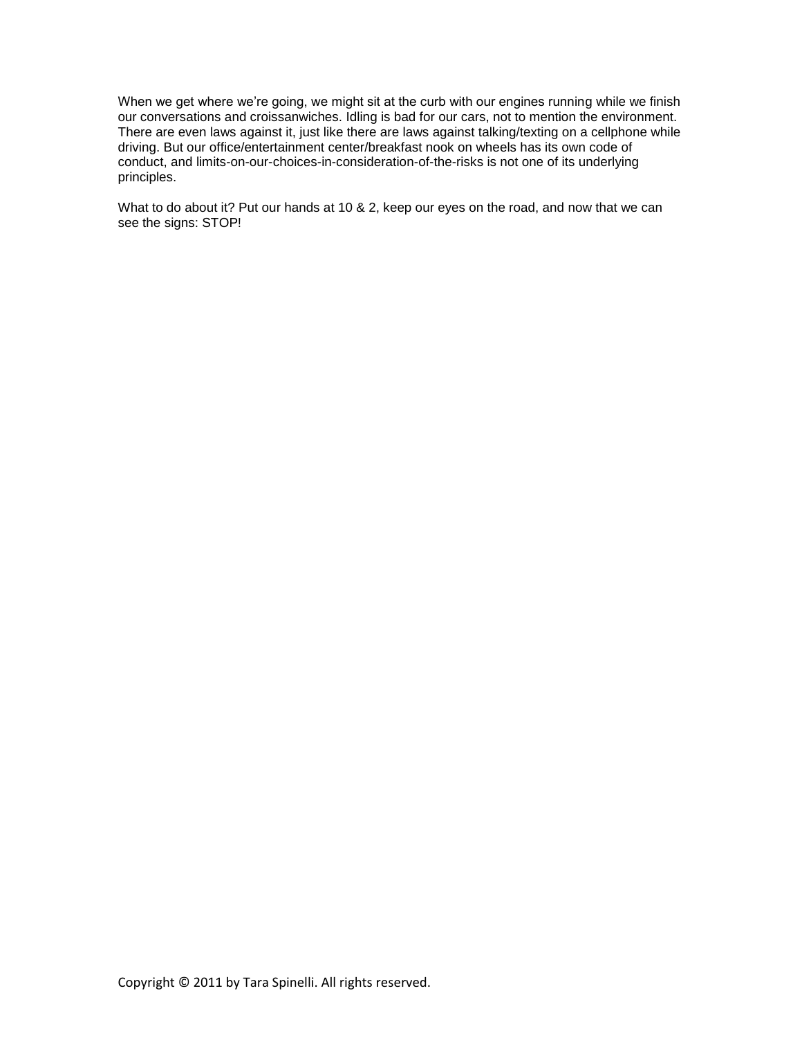When we get where we're going, we might sit at the curb with our engines running while we finish our conversations and croissanwiches. Idling is bad for our cars, not to mention the environment. There are even laws against it, just like there are laws against talking/texting on a cellphone while driving. But our office/entertainment center/breakfast nook on wheels has its own code of conduct, and limits-on-our-choices-in-consideration-of-the-risks is not one of its underlying principles.

What to do about it? Put our hands at 10 & 2, keep our eyes on the road, and now that we can see the signs: STOP!

Copyright © 2011 by Tara Spinelli. All rights reserved.